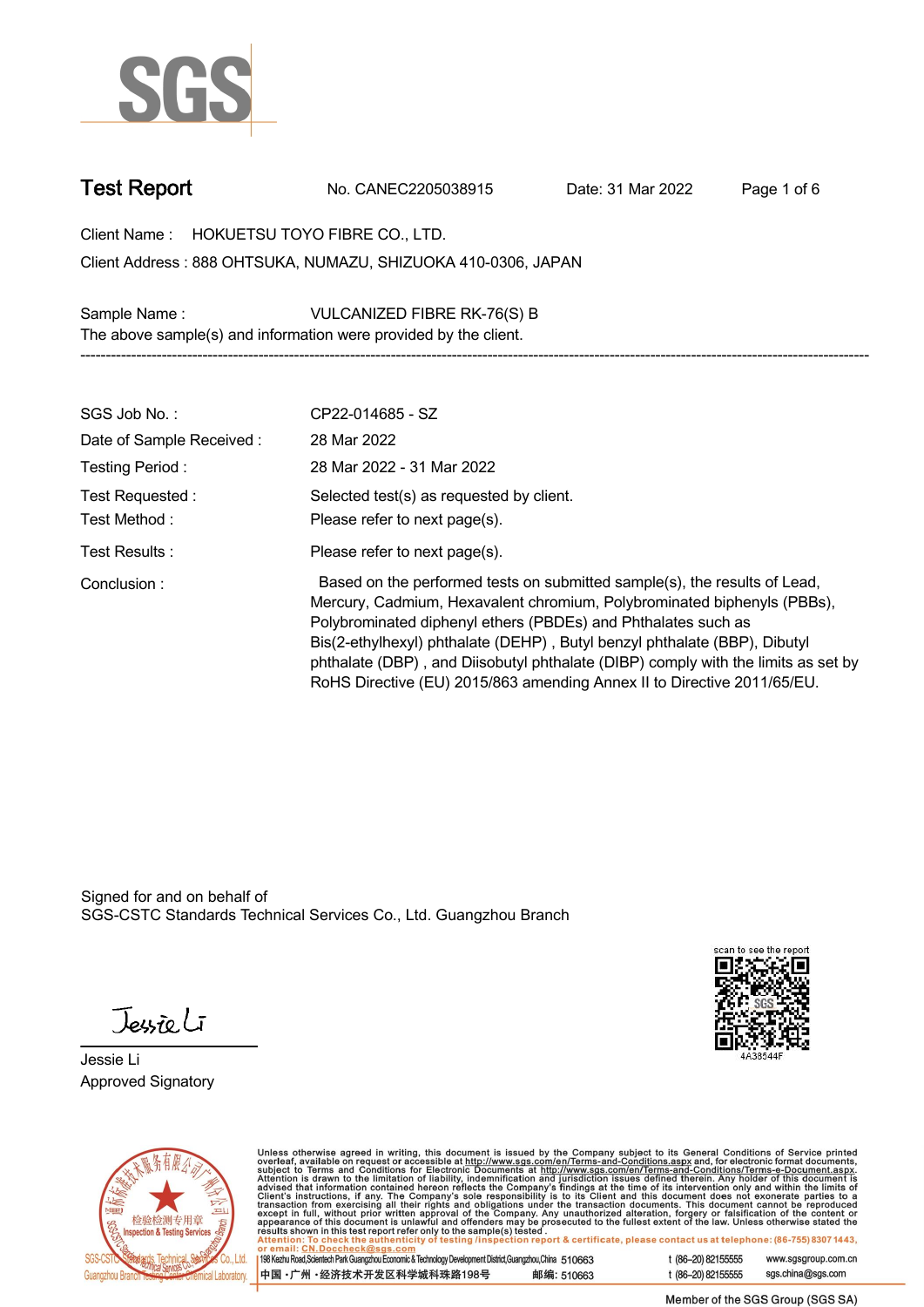SGS

# Test Report

No. CANEC2205038915  Date: 31 Mar 2022

Client Name : HOKUETSU TOYO FIBRE CO., LTD.

Client Address : 888 OHTSUKA, NUMAZU, SHIZUOKA 410-0306, JAPAN

Sample Name : VULCANIZED FIBRE RK-76(S) B

The above sample(s) and information were provided by the client.

---

| | |
|---|---|
| SGS Job No. : | CP22-014685 - SZ |
| Date of Sample Received : | 28 Mar 2022 |
| Testing Period : | 28 Mar 2022 - 31 Mar 2022 |
| Test Requested : | Selected test(s) as requested by client. |
| Test Method : | Please refer to next page(s). |
| Test Results : | Please refer to next page(s). |
| Conclusion : | Based on the performed tests on submitted sample(s), the results of Lead, Mercury, Cadmium, Hexavalent chromium, Polybrominated biphenyls (PBBs), Polybrominated diphenyl ethers (PBDEs) and Phthalates such as Bis(2-ethylhexyl) phthalate (DEHP) , Butyl benzyl phthalate (BBP), Dibutyl phthalate (DBP) , and Diisobutyl phthalate (DIBP) comply with the limits as set by RoHS Directive (EU) 2015/863 amending Annex II to Directive 2011/65/EU. |

Signed for and on behalf of
SGS-CSTC Standards Technical Services Co., Ltd. Guangzhou Branch

Jessie Li
Approved Signatory

scan to see the report
4A38544F

Unless otherwise agreed in writing, this document is issued by the Company subject to its General Conditions of Service printed overleaf, available on request or accessible at http://www.sgs.com/en/Terms-and-Conditions.aspx and, for electronic format documents, subject to Terms and Conditions for Electronic Documents at http://www.sgs.com/en/Terms-and-Conditions/Terms-e-Document.aspx. Attention is drawn to the limitation of liability, indemnification and jurisdiction issues defined therein. Any holder of this document is advised that information contained hereon reflects the Company's findings at the time of its intervention only and within the limits of Client's instructions, if any. The Company's sole responsibility is to its Client and this document does not exonerate parties to a transaction from exercising all their rights and obligations under the transaction documents. This document cannot be reproduced except in full, without prior written approval of the Company. Any unauthorized alteration, forgery or falsification of the content or appearance of this document is unlawful and offenders may be prosecuted to the fullest extent of the law. Unless otherwise stated the results shown in this test report refer only to the sample(s) tested.

Attention: To check the authenticity of testing /inspection report & certificate, please contact us at telephone: (86-755) 8307 1443, or email: CN.Doccheck@sgs.com

198 Kezhu Road,Scientech Park Guangzhou Economic & Technology Development District,Guangzhou,China 510663  t (86-20) 82155555  www.sgsgroup.com.cn

中国・广州・经济技术开发区科学城科珠路198号  邮编: 510663  t (86-20) 82155555  sgs.china@sgs.com

Member of the SGS Group (SGS SA)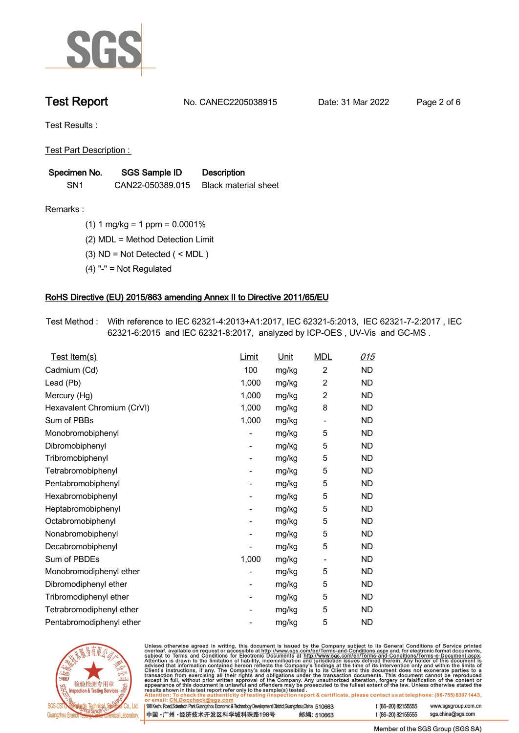# Test Report

No. CANEC2205038915 Date: 31 Mar 2022

Test Results :

Test Part Description :

| Specimen No. | SGS Sample ID | Description |
|---|---|---|
| SN1 | CAN22-050389.015 | Black material sheet |

Remarks :

(1) 1 mg/kg = 1 ppm = 0.0001%

(2) MDL = Method Detection Limit

(3) ND = Not Detected ( < MDL )

(4) "-" = Not Regulated

## RoHS Directive (EU) 2015/863 amending Annex II to Directive 2011/65/EU

Test Method : With reference to IEC 62321-4:2013+A1:2017, IEC 62321-5:2013, IEC 62321-7-2:2017 , IEC 62321-6:2015 and IEC 62321-8:2017, analyzed by ICP-OES , UV-Vis and GC-MS .

| Test Item(s) | Limit | Unit | MDL | *015* |
|---|---|---|---|---|
| Cadmium (Cd) | 100 | mg/kg | 2 | ND |
| Lead (Pb) | 1,000 | mg/kg | 2 | ND |
| Mercury (Hg) | 1,000 | mg/kg | 2 | ND |
| Hexavalent Chromium (CrVI) | 1,000 | mg/kg | 8 | ND |
| Sum of PBBs | 1,000 | mg/kg | - | ND |
| Monobromobiphenyl | - | mg/kg | 5 | ND |
| Dibromobiphenyl | - | mg/kg | 5 | ND |
| Tribromobiphenyl | - | mg/kg | 5 | ND |
| Tetrabromobiphenyl | - | mg/kg | 5 | ND |
| Pentabromobiphenyl | - | mg/kg | 5 | ND |
| Hexabromobiphenyl | - | mg/kg | 5 | ND |
| Heptabromobiphenyl | - | mg/kg | 5 | ND |
| Octabromobiphenyl | - | mg/kg | 5 | ND |
| Nonabromobiphenyl | - | mg/kg | 5 | ND |
| Decabromobiphenyl | - | mg/kg | 5 | ND |
| Sum of PBDEs | 1,000 | mg/kg | - | ND |
| Monobromodiphenyl ether | - | mg/kg | 5 | ND |
| Dibromodiphenyl ether | - | mg/kg | 5 | ND |
| Tribromodiphenyl ether | - | mg/kg | 5 | ND |
| Tetrabromodiphenyl ether | - | mg/kg | 5 | ND |
| Pentabromodiphenyl ether | - | mg/kg | 5 | ND |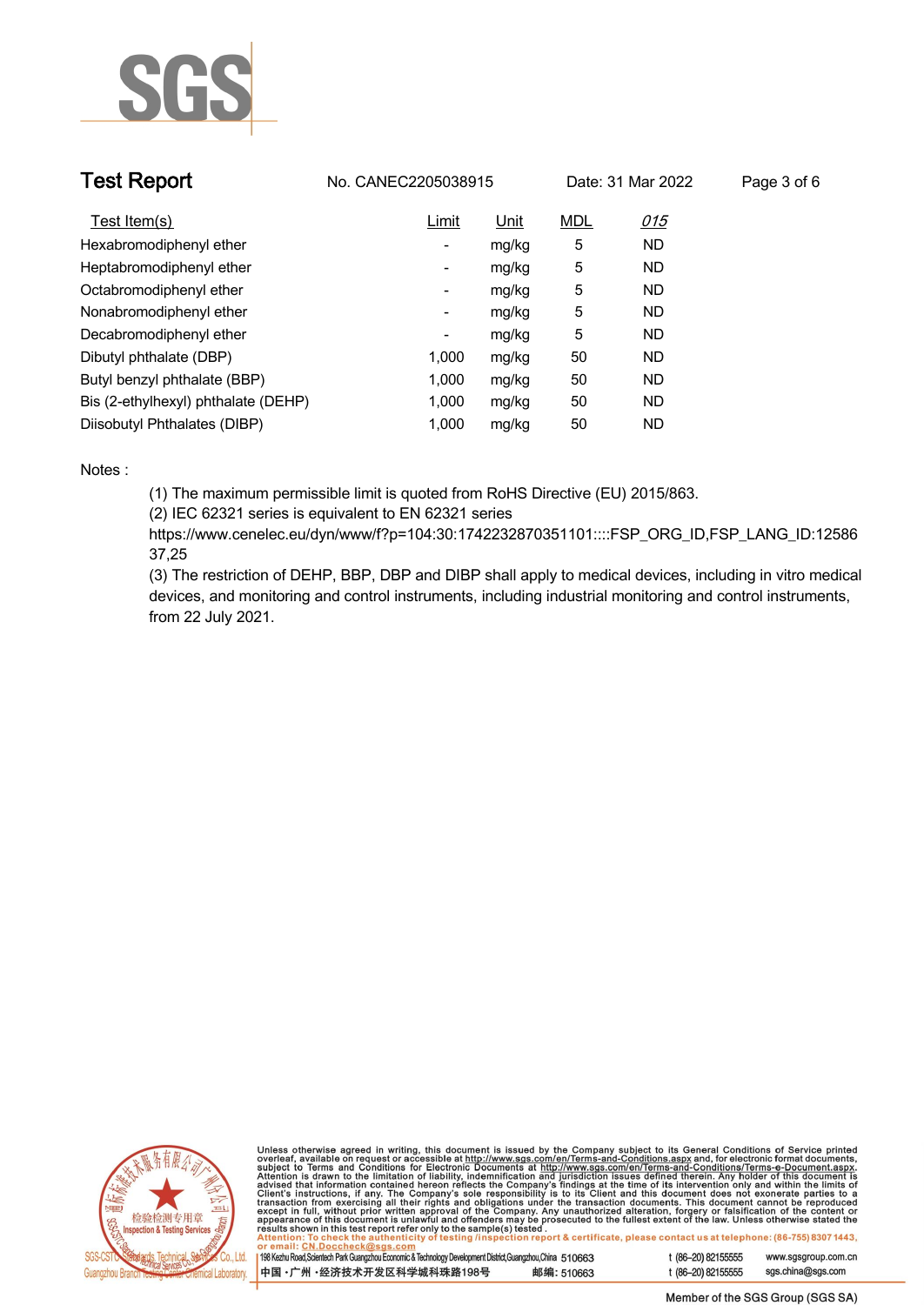## Test Report

No. CANEC2205038915    Date: 31 Mar 2022

| Test Item(s) | Limit | Unit | MDL | 015 |
|---|---|---|---|---|
| Hexabromodiphenyl ether | - | mg/kg | 5 | ND |
| Heptabromodiphenyl ether | - | mg/kg | 5 | ND |
| Octabromodiphenyl ether | - | mg/kg | 5 | ND |
| Nonabromodiphenyl ether | - | mg/kg | 5 | ND |
| Decabromodiphenyl ether | - | mg/kg | 5 | ND |
| Dibutyl phthalate (DBP) | 1,000 | mg/kg | 50 | ND |
| Butyl benzyl phthalate (BBP) | 1,000 | mg/kg | 50 | ND |
| Bis (2-ethylhexyl) phthalate (DEHP) | 1,000 | mg/kg | 50 | ND |
| Diisobutyl Phthalates (DIBP) | 1,000 | mg/kg | 50 | ND |

Notes :

(1) The maximum permissible limit is quoted from RoHS Directive (EU) 2015/863.
(2) IEC 62321 series is equivalent to EN 62321 series
https://www.cenelec.eu/dyn/www/f?p=104:30:1742232870351101::::FSP_ORG_ID,FSP_LANG_ID:1258637,25
(3) The restriction of DEHP, BBP, DBP and DIBP shall apply to medical devices, including in vitro medical devices, and monitoring and control instruments, including industrial monitoring and control instruments, from 22 July 2021.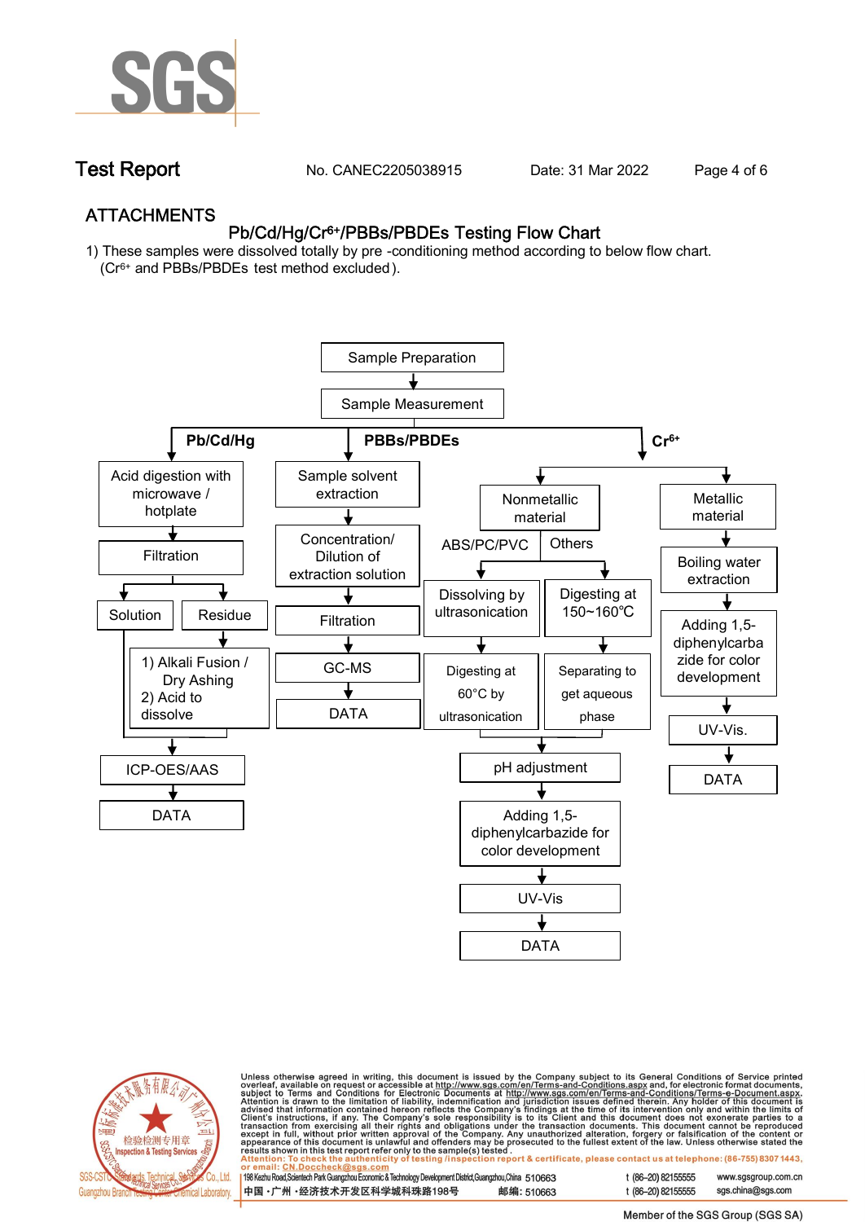# Test Report

No. CANEC2205038915    Date: 31 Mar 2022

## ATTACHMENTS

### Pb/Cd/Hg/$Cr^{6+}$/PBBs/PBDEs Testing Flow Chart

1) These samples were dissolved totally by pre-conditioning method according to below flow chart. ($Cr^{6+}$ and PBBs/PBDEs test method excluded).

Sample Preparation → Sample Measurement

**Pb/Cd/Hg**

- Acid digestion with microwave / hotplate
- Filtration
  - Solution
  - Residue → 1) Alkali Fusion / Dry Ashing 2) Acid to dissolve
- ICP-OES/AAS
- DATA

**PBBs/PBDEs**

- Sample solvent extraction
- Concentration/ Dilution of extraction solution
- Filtration
- GC-MS
- DATA

**$Cr^{6+}$**

- Nonmetallic material
  - ABS/PC/PVC → Dissolving by ultrasonication → Digesting at 60°C by ultrasonication
  - Others → Digesting at 150~160℃ → Separating to get aqueous phase
  - pH adjustment
  - Adding 1,5-diphenylcarbazide for color development
  - UV-Vis
  - DATA
- Metallic material
  - Boiling water extraction
  - Adding 1,5-diphenylcarbazide for color development
  - UV-Vis.
  - DATA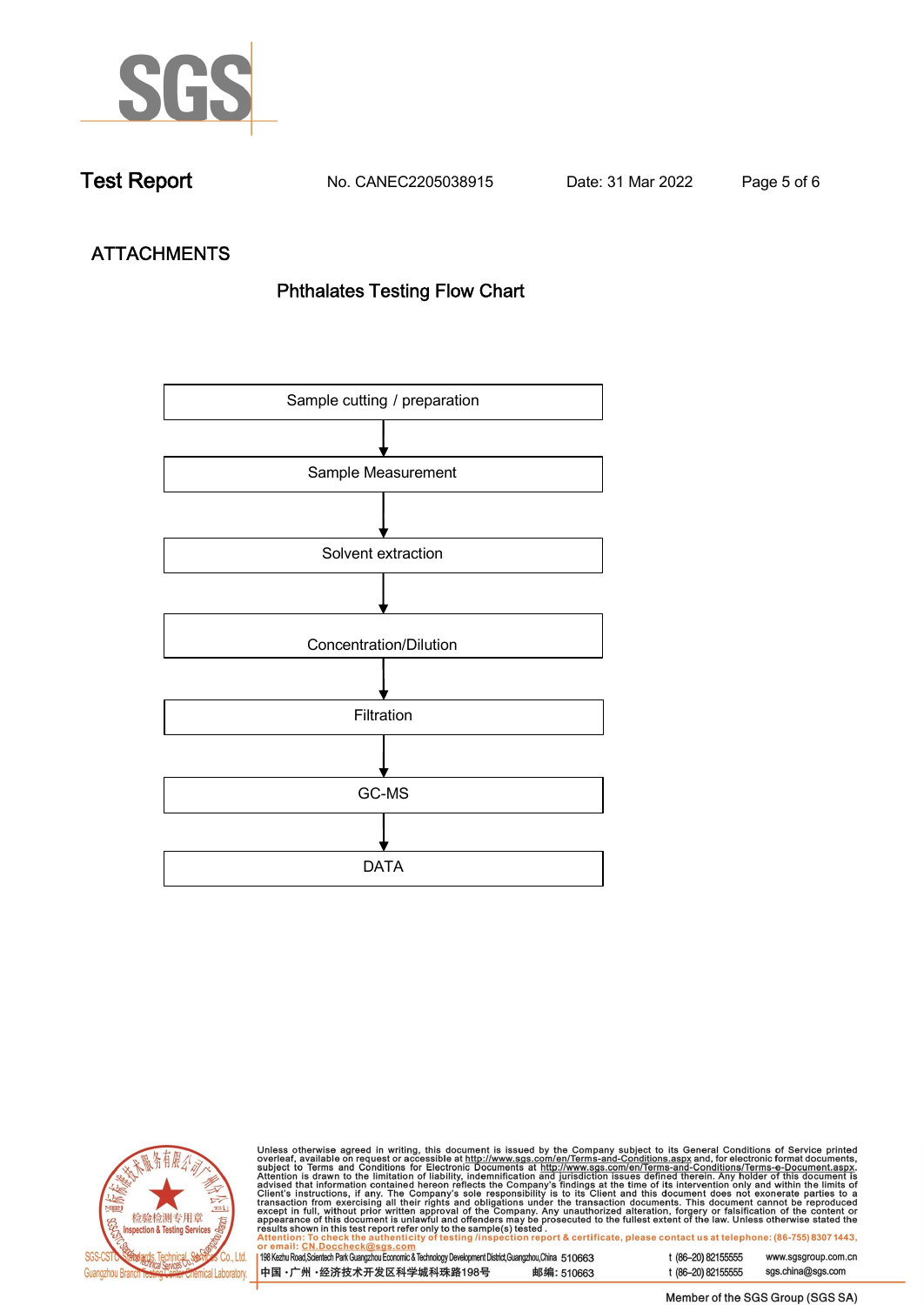## ATTACHMENTS

### Phthalates Testing Flow Chart

Sample cutting / preparation

↓

Sample Measurement

↓

Solvent extraction

↓

Concentration/Dilution

↓

Filtration

↓

GC-MS

↓

DATA

Unless otherwise agreed in writing, this document is issued by the Company subject to its General Conditions of Service printed overleaf, available on request or accessible at http://www.sgs.com/en/Terms-and-Conditions.aspx and, for electronic format documents, subject to Terms and Conditions for Electronic Documents at http://www.sgs.com/en/Terms-and-Conditions/Terms-e-Document.aspx. Attention is drawn to the limitation of liability, indemnification and jurisdiction issues defined therein. Any holder of this document is advised that information contained hereon reflects the Company's findings at the time of its intervention only and within the limits of Client's instructions, if any. The Company's sole responsibility is to its Client and this document does not exonerate parties to a transaction from exercising all their rights and obligations under the transaction documents. This document cannot be reproduced except in full, without prior written approval of the Company. Any unauthorized alteration, forgery or falsification of the content or appearance of this document is unlawful and offenders may be prosecuted to the fullest extent of the law. Unless otherwise stated the results shown in this test report refer only to the sample(s) tested.

Attention: To check the authenticity of testing /inspection report & certificate, please contact us at telephone: (86-755) 8307 1443, or email: CN.Doccheck@sgs.com

198 Kezhu Road,Scientech Park Guangzhou Economic & Technology Development District,Guangzhou,China 510663 t (86–20) 82155555 www.sgsgroup.com.cn

中国 ·广州 ·经济技术开发区科学城科珠路198号 邮编: 510663 t (86–20) 82155555 sgs.china@sgs.com

SGS-CSTC Standards Technical Services Co., Ltd. Guangzhou Branch Testing Center Chemical Laboratory.

Member of the SGS Group (SGS SA)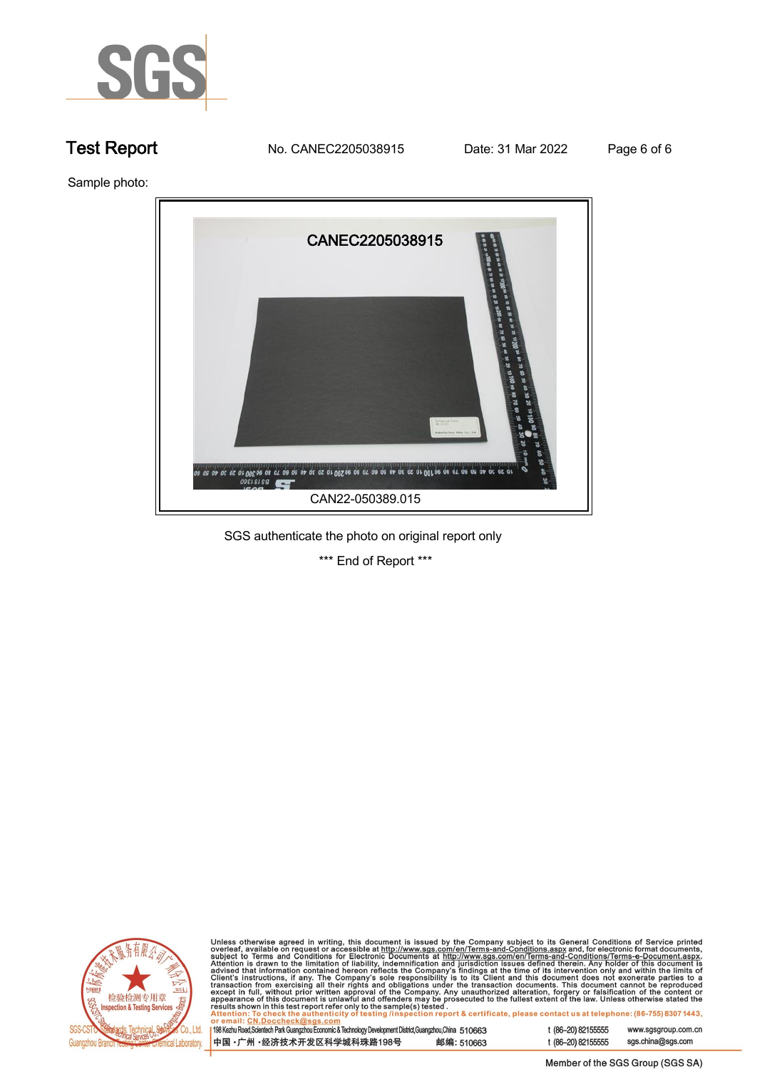Sample photo:

CANEC2205038915

CAN22-050389.015

SGS authenticate the photo on original report only

*** End of Report ***